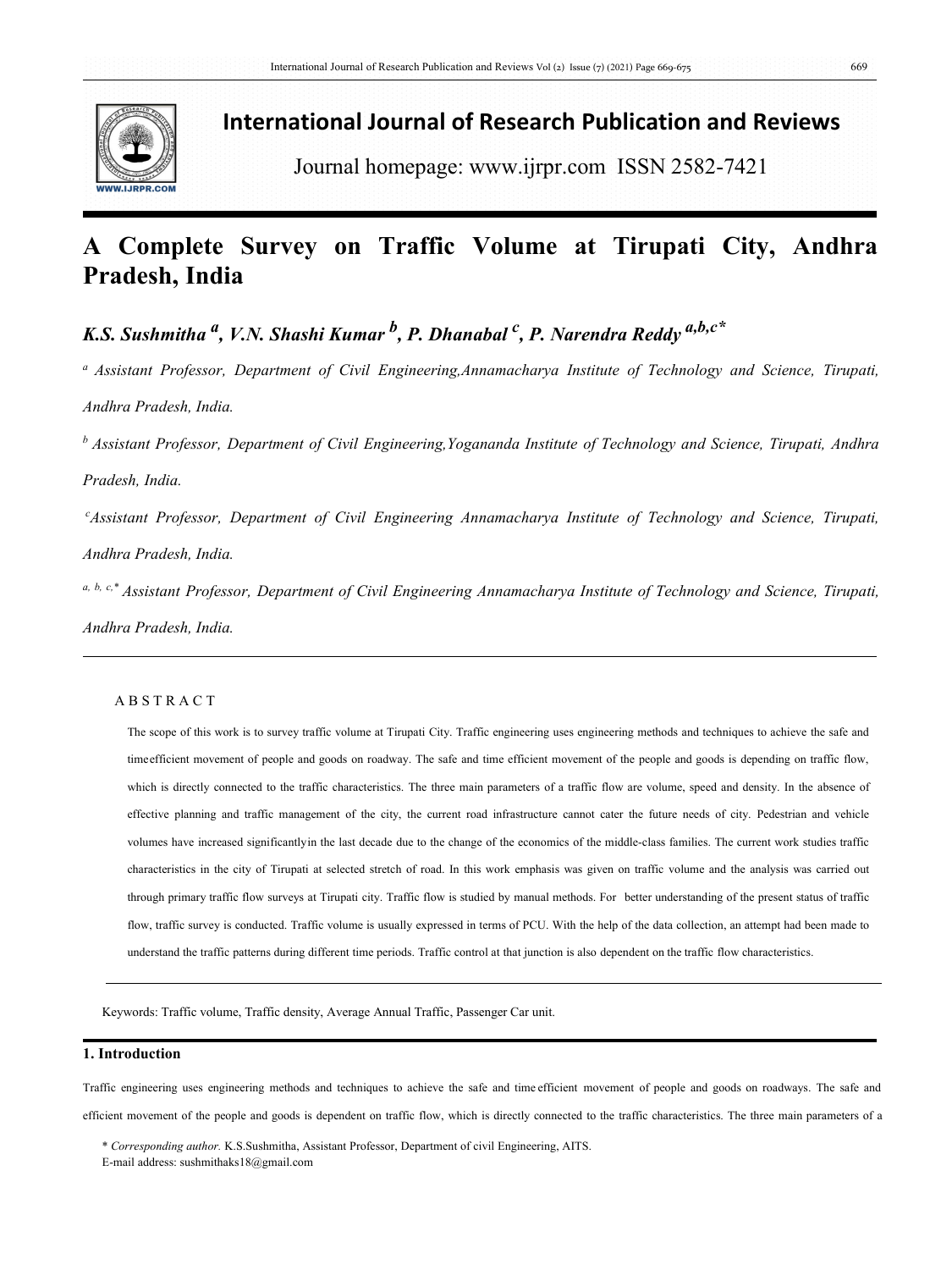# International Journal of Research Publication and Reviews

Journal homepage: www.ijrpr.com ISSN 2582-7421

# A Complete Survey on Traffic Volume at Tirupati City, Andhra Pradesh, India

***K.S. Sushmitha [a], V.N. Shashi Kumar [b], P. Dhanabal [c], P. Narendra Reddy [a,b,c]\****

*[a] Assistant Professor, Department of Civil Engineering,Annamacharya Institute of Technology and Science, Tirupati, Andhra Pradesh, India.*

*[b] Assistant Professor, Department of Civil Engineering,Yogananda Institute of Technology and Science, Tirupati, Andhra Pradesh, India.*

*[c] Assistant Professor, Department of Civil Engineering Annamacharya Institute of Technology and Science, Tirupati, Andhra Pradesh, India.*

*[a, b, c,\*] Assistant Professor, Department of Civil Engineering Annamacharya Institute of Technology and Science, Tirupati, Andhra Pradesh, India.*

---

A B S T R A C T

The scope of this work is to survey traffic volume at Tirupati City. Traffic engineering uses engineering methods and techniques to achieve the safe and timeefficient movement of people and goods on roadway. The safe and time efficient movement of the people and goods is depending on traffic flow, which is directly connected to the traffic characteristics. The three main parameters of a traffic flow are volume, speed and density. In the absence of effective planning and traffic management of the city, the current road infrastructure cannot cater the future needs of city. Pedestrian and vehicle volumes have increased significantlyin the last decade due to the change of the economics of the middle-class families. The current work studies traffic characteristics in the city of Tirupati at selected stretch of road. In this work emphasis was given on traffic volume and the analysis was carried out through primary traffic flow surveys at Tirupati city. Traffic flow is studied by manual methods. For better understanding of the present status of traffic flow, traffic survey is conducted. Traffic volume is usually expressed in terms of PCU. With the help of the data collection, an attempt had been made to understand the traffic patterns during different time periods. Traffic control at that junction is also dependent on the traffic flow characteristics.

---

Keywords: Traffic volume, Traffic density, Average Annual Traffic, Passenger Car unit.

## 1. Introduction

Traffic engineering uses engineering methods and techniques to achieve the safe and time efficient movement of people and goods on roadways. The safe and efficient movement of the people and goods is dependent on traffic flow, which is directly connected to the traffic characteristics. The three main parameters of a

\* *Corresponding author.* K.S.Sushmitha, Assistant Professor, Department of civil Engineering, AITS.
E-mail address: sushmithaks18@gmail.com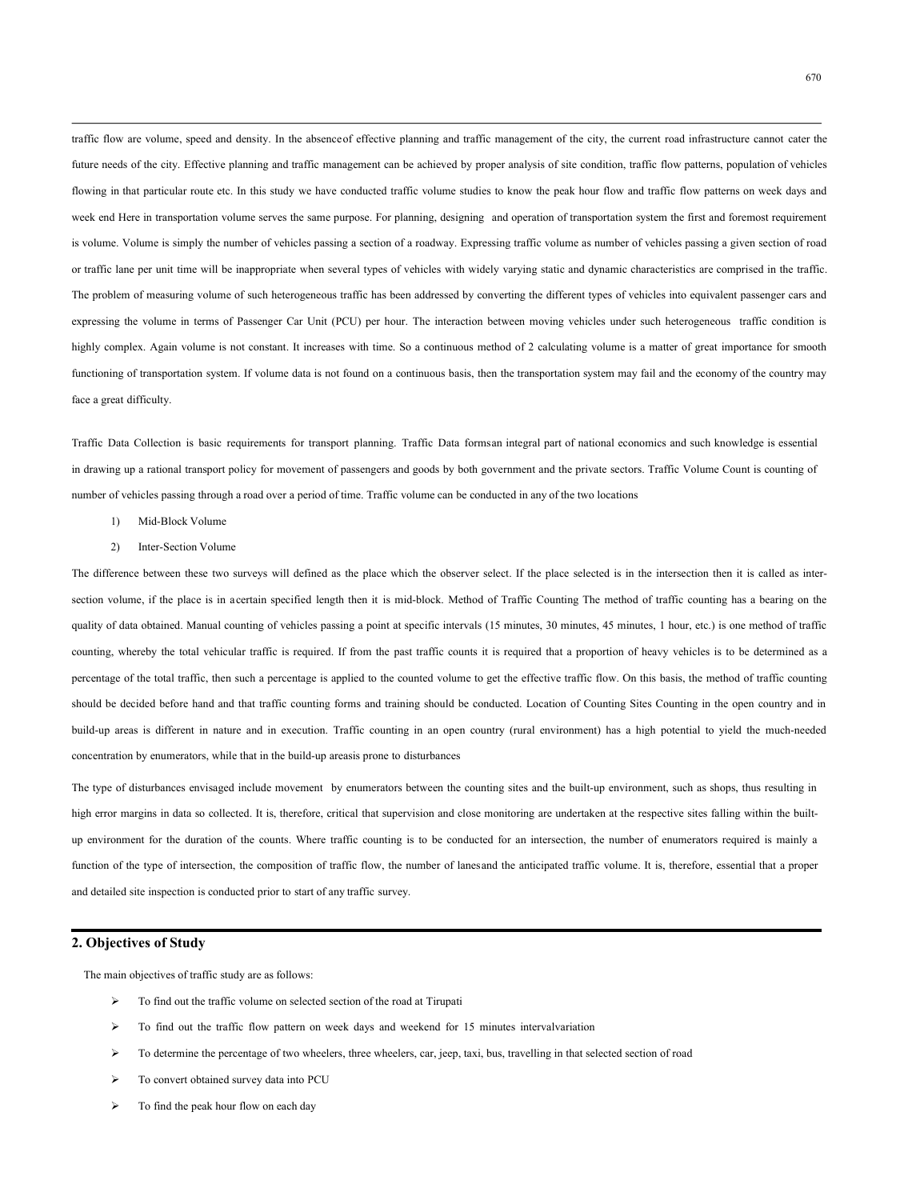traffic flow are volume, speed and density. In the absenceof effective planning and traffic management of the city, the current road infrastructure cannot cater the future needs of the city. Effective planning and traffic management can be achieved by proper analysis of site condition, traffic flow patterns, population of vehicles flowing in that particular route etc. In this study we have conducted traffic volume studies to know the peak hour flow and traffic flow patterns on week days and week end Here in transportation volume serves the same purpose. For planning, designing and operation of transportation system the first and foremost requirement is volume. Volume is simply the number of vehicles passing a section of a roadway. Expressing traffic volume as number of vehicles passing a given section of road or traffic lane per unit time will be inappropriate when several types of vehicles with widely varying static and dynamic characteristics are comprised in the traffic. The problem of measuring volume of such heterogeneous traffic has been addressed by converting the different types of vehicles into equivalent passenger cars and expressing the volume in terms of Passenger Car Unit (PCU) per hour. The interaction between moving vehicles under such heterogeneous traffic condition is highly complex. Again volume is not constant. It increases with time. So a continuous method of 2 calculating volume is a matter of great importance for smooth functioning of transportation system. If volume data is not found on a continuous basis, then the transportation system may fail and the economy of the country may face a great difficulty.

Traffic Data Collection is basic requirements for transport planning. Traffic Data formsan integral part of national economics and such knowledge is essential in drawing up a rational transport policy for movement of passengers and goods by both government and the private sectors. Traffic Volume Count is counting of number of vehicles passing through a road over a period of time. Traffic volume can be conducted in any of the two locations

1) Mid-Block Volume
2) Inter-Section Volume

The difference between these two surveys will defined as the place which the observer select. If the place selected is in the intersection then it is called as inter-section volume, if the place is in acertain specified length then it is mid-block. Method of Traffic Counting The method of traffic counting has a bearing on the quality of data obtained. Manual counting of vehicles passing a point at specific intervals (15 minutes, 30 minutes, 45 minutes, 1 hour, etc.) is one method of traffic counting, whereby the total vehicular traffic is required. If from the past traffic counts it is required that a proportion of heavy vehicles is to be determined as a percentage of the total traffic, then such a percentage is applied to the counted volume to get the effective traffic flow. On this basis, the method of traffic counting should be decided before hand and that traffic counting forms and training should be conducted. Location of Counting Sites Counting in the open country and in build-up areas is different in nature and in execution. Traffic counting in an open country (rural environment) has a high potential to yield the much-needed concentration by enumerators, while that in the build-up areasis prone to disturbances

The type of disturbances envisaged include movement by enumerators between the counting sites and the built-up environment, such as shops, thus resulting in high error margins in data so collected. It is, therefore, critical that supervision and close monitoring are undertaken at the respective sites falling within the built-up environment for the duration of the counts. Where traffic counting is to be conducted for an intersection, the number of enumerators required is mainly a function of the type of intersection, the composition of traffic flow, the number of lanesand the anticipated traffic volume. It is, therefore, essential that a proper and detailed site inspection is conducted prior to start of any traffic survey.

## 2. Objectives of Study

The main objectives of traffic study are as follows:

- To find out the traffic volume on selected section of the road at Tirupati
- To find out the traffic flow pattern on week days and weekend for 15 minutes intervalvariation
- To determine the percentage of two wheelers, three wheelers, car, jeep, taxi, bus, travelling in that selected section of road
- To convert obtained survey data into PCU
- To find the peak hour flow on each day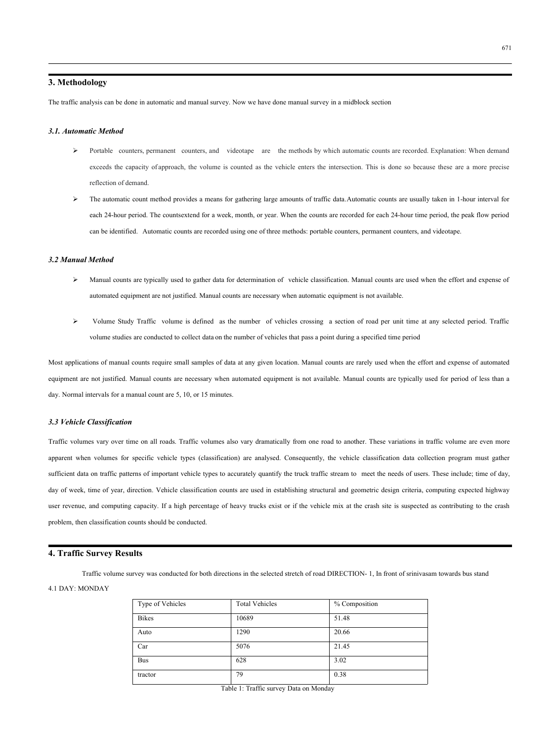## 3. Methodology

The traffic analysis can be done in automatic and manual survey. Now we have done manual survey in a midblock section

### *3.1. Automatic Method*

- Portable counters, permanent counters, and videotape are the methods by which automatic counts are recorded. Explanation: When demand exceeds the capacity of approach, the volume is counted as the vehicle enters the intersection. This is done so because these are a more precise reflection of demand.
- The automatic count method provides a means for gathering large amounts of traffic data.Automatic counts are usually taken in 1-hour interval for each 24-hour period. The countsextend for a week, month, or year. When the counts are recorded for each 24-hour time period, the peak flow period can be identified. Automatic counts are recorded using one of three methods: portable counters, permanent counters, and videotape.

### *3.2 Manual Method*

- Manual counts are typically used to gather data for determination of vehicle classification. Manual counts are used when the effort and expense of automated equipment are not justified. Manual counts are necessary when automatic equipment is not available.
- Volume Study Traffic volume is defined as the number of vehicles crossing a section of road per unit time at any selected period. Traffic volume studies are conducted to collect data on the number of vehicles that pass a point during a specified time period

Most applications of manual counts require small samples of data at any given location. Manual counts are rarely used when the effort and expense of automated equipment are not justified. Manual counts are necessary when automated equipment is not available. Manual counts are typically used for period of less than a day. Normal intervals for a manual count are 5, 10, or 15 minutes.

### *3.3 Vehicle Classification*

Traffic volumes vary over time on all roads. Traffic volumes also vary dramatically from one road to another. These variations in traffic volume are even more apparent when volumes for specific vehicle types (classification) are analysed. Consequently, the vehicle classification data collection program must gather sufficient data on traffic patterns of important vehicle types to accurately quantify the truck traffic stream to meet the needs of users. These include; time of day, day of week, time of year, direction. Vehicle classification counts are used in establishing structural and geometric design criteria, computing expected highway user revenue, and computing capacity. If a high percentage of heavy trucks exist or if the vehicle mix at the crash site is suspected as contributing to the crash problem, then classification counts should be conducted.

## 4. Traffic Survey Results

Traffic volume survey was conducted for both directions in the selected stretch of road DIRECTION- 1, In front of srinivasam towards bus stand

4.1 DAY: MONDAY

| Type of Vehicles | Total Vehicles | % Composition |
|---|---|---|
| Bikes | 10689 | 51.48 |
| Auto | 1290 | 20.66 |
| Car | 5076 | 21.45 |
| Bus | 628 | 3.02 |
| tractor | 79 | 0.38 |

Table 1: Traffic survey Data on Monday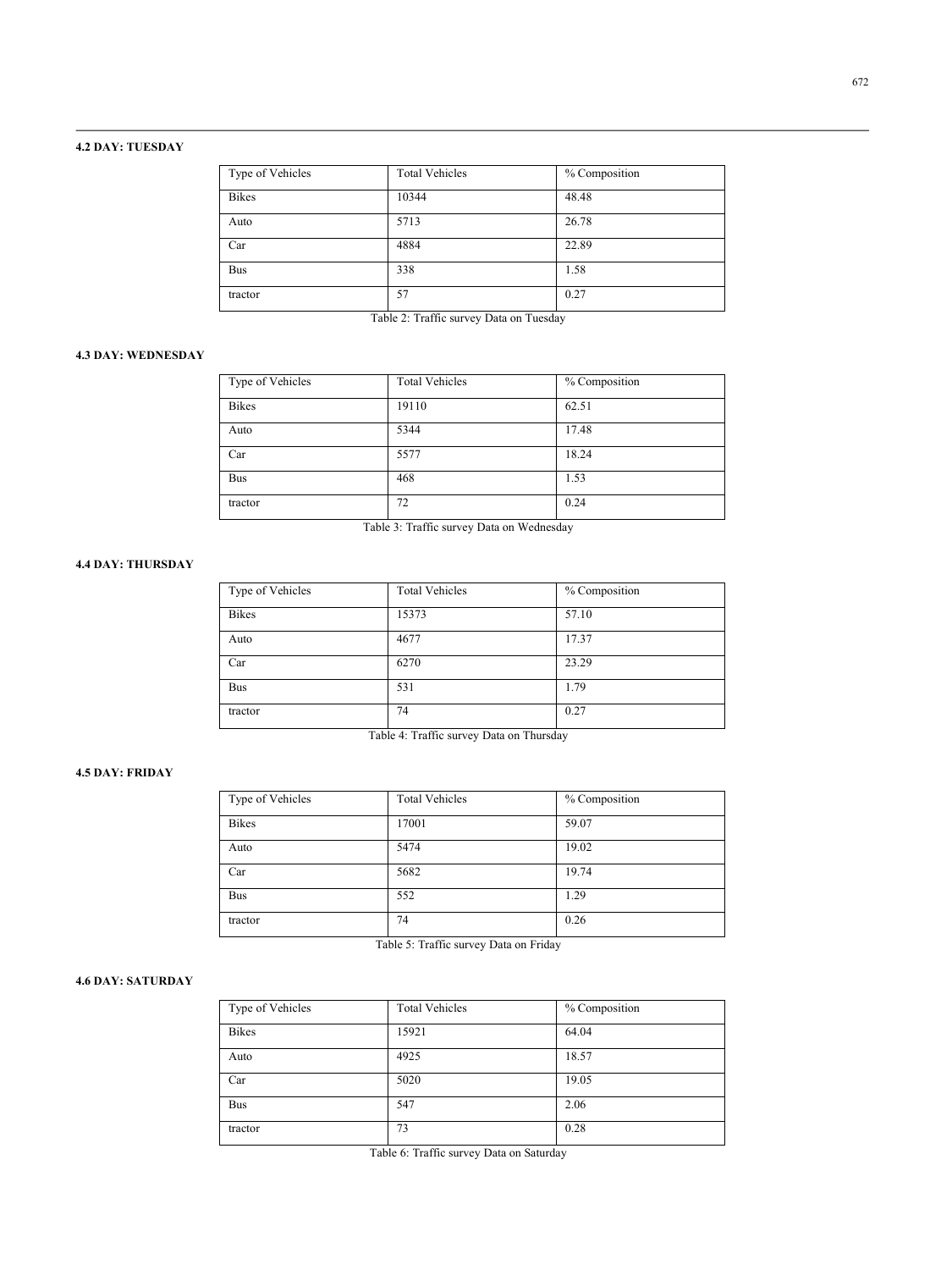### 4.2 DAY: TUESDAY

| Type of Vehicles | Total Vehicles | % Composition |
|---|---|---|
| Bikes | 10344 | 48.48 |
| Auto | 5713 | 26.78 |
| Car | 4884 | 22.89 |
| Bus | 338 | 1.58 |
| tractor | 57 | 0.27 |

Table 2: Traffic survey Data on Tuesday

### 4.3 DAY: WEDNESDAY

| Type of Vehicles | Total Vehicles | % Composition |
|---|---|---|
| Bikes | 19110 | 62.51 |
| Auto | 5344 | 17.48 |
| Car | 5577 | 18.24 |
| Bus | 468 | 1.53 |
| tractor | 72 | 0.24 |

Table 3: Traffic survey Data on Wednesday

### 4.4 DAY: THURSDAY

| Type of Vehicles | Total Vehicles | % Composition |
|---|---|---|
| Bikes | 15373 | 57.10 |
| Auto | 4677 | 17.37 |
| Car | 6270 | 23.29 |
| Bus | 531 | 1.79 |
| tractor | 74 | 0.27 |

Table 4: Traffic survey Data on Thursday

### 4.5 DAY: FRIDAY

| Type of Vehicles | Total Vehicles | % Composition |
|---|---|---|
| Bikes | 17001 | 59.07 |
| Auto | 5474 | 19.02 |
| Car | 5682 | 19.74 |
| Bus | 552 | 1.29 |
| tractor | 74 | 0.26 |

Table 5: Traffic survey Data on Friday

### 4.6 DAY: SATURDAY

| Type of Vehicles | Total Vehicles | % Composition |
|---|---|---|
| Bikes | 15921 | 64.04 |
| Auto | 4925 | 18.57 |
| Car | 5020 | 19.05 |
| Bus | 547 | 2.06 |
| tractor | 73 | 0.28 |

Table 6: Traffic survey Data on Saturday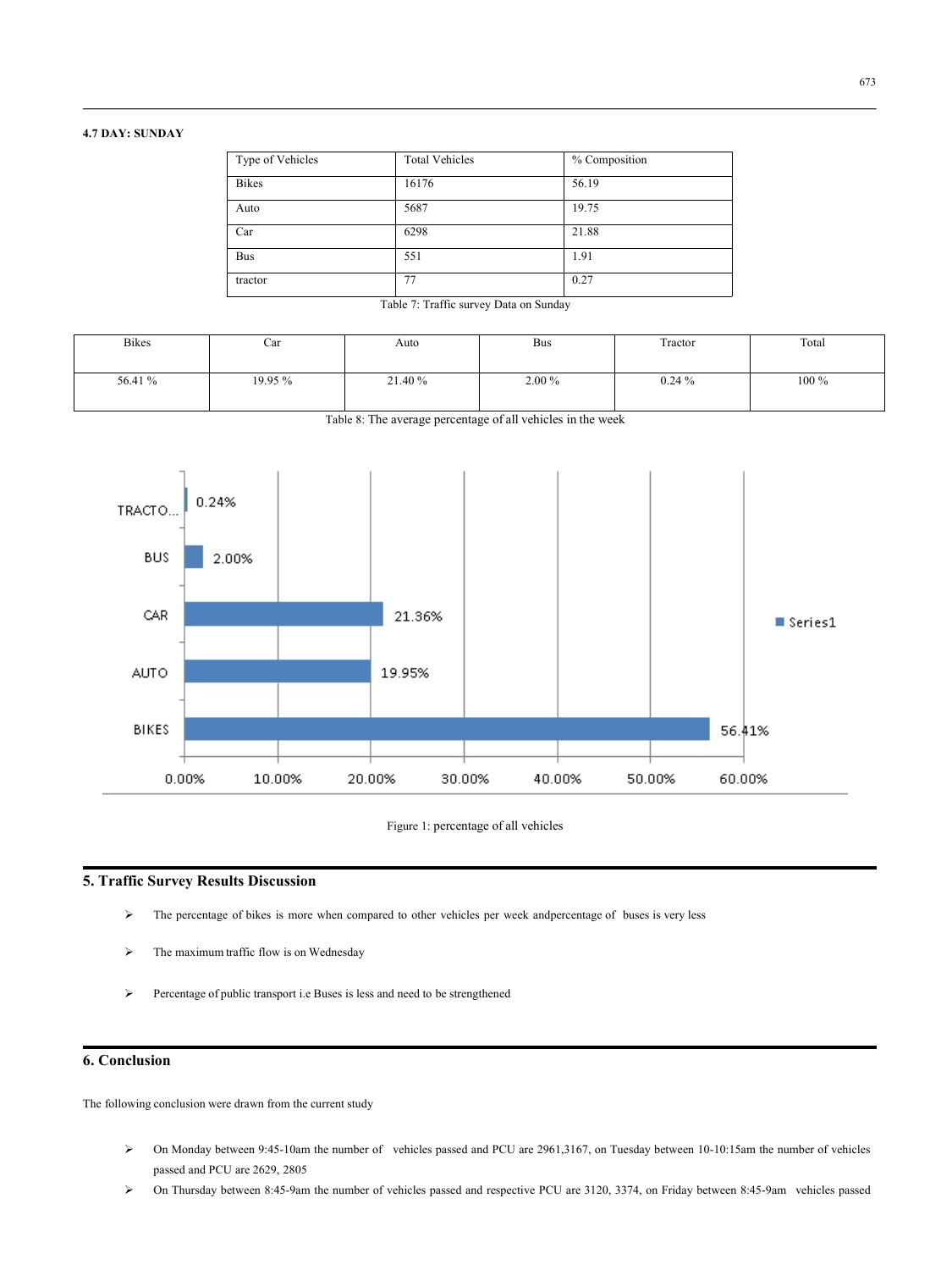### 4.7 DAY: SUNDAY

| Type of Vehicles | Total Vehicles | % Composition |
|---|---|---|
| Bikes | 16176 | 56.19 |
| Auto | 5687 | 19.75 |
| Car | 6298 | 21.88 |
| Bus | 551 | 1.91 |
| tractor | 77 | 0.27 |

Table 7: Traffic survey Data on Sunday

| Bikes | Car | Auto | Bus | Tractor | Total |
|---|---|---|---|---|---|
| 56.41 % | 19.95 % | 21.40 % | 2.00 % | 0.24 % | 100 % |

Table 8: The average percentage of all vehicles in the week

Figure 1: percentage of all vehicles

## 5. Traffic Survey Results Discussion

- The percentage of bikes is more when compared to other vehicles per week andpercentage of buses is very less
- The maximum traffic flow is on Wednesday
- Percentage of public transport i.e Buses is less and need to be strengthened

## 6. Conclusion

The following conclusion were drawn from the current study

- On Monday between 9:45-10am the number of vehicles passed and PCU are 2961,3167, on Tuesday between 10-10:15am the number of vehicles passed and PCU are 2629, 2805
- On Thursday between 8:45-9am the number of vehicles passed and respective PCU are 3120, 3374, on Friday between 8:45-9am vehicles passed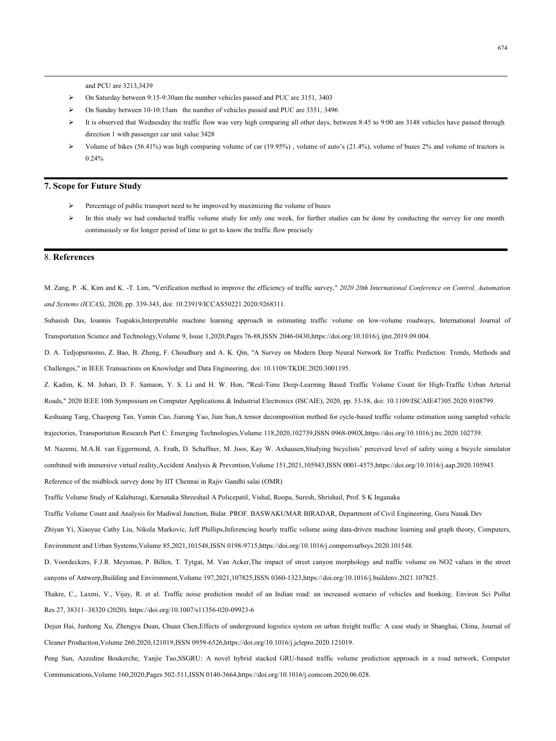and PCU are 3213,3439

- On Saturday between 9:15-9:30am the number vehicles passed and PUC are 3151, 3403
- On Sunday between 10-10:15am the number of vehicles passed and PUC are 3351, 3496
- It is observed that Wednesday the traffic flow was very high comparing all other days, between 8:45 to 9:00 am 3148 vehicles have passed through direction 1 with passenger car unit value 3428
- Volume of bikes (56.41%) was high comparing volume of car (19.95%) , volume of auto's (21.4%), volume of buses 2% and volume of tractors is 0.24%

## 7. Scope for Future Study

- Percentage of public transport need to be improved by maximizing the volume of buses
- In this study we had conducted traffic volume study for only one week, for further studies can be done by conducting the survey for one month continuously or for longer period of time to get to know the traffic flow precisely

## 8. References

M. Zang, P. -K. Kim and K. -T. Lim, "Verification method to improve the efficiency of traffic survey," *2020 20th International Conference on Control, Automation and Systems (ICCAS)*, 2020, pp. 339-343, doi: 10.23919/ICCAS50221.2020.9268311.

Subasish Das, Ioannis Tsapakis,Interpretable machine learning approach in estimating traffic volume on low-volume roadways, International Journal of Transportation Science and Technology,Volume 9, Issue 1,2020,Pages 76-88,ISSN 2046-0430,https://doi.org/10.1016/j.ijtst.2019.09.004.

D. A. Tedjopurnomo, Z. Bao, B. Zheng, F. Choudhury and A. K. Qin, "A Survey on Modern Deep Neural Network for Traffic Prediction: Trends, Methods and Challenges," in IEEE Transactions on Knowledge and Data Engineering, doi: 10.1109/TKDE.2020.3001195.

Z. Kadim, K. M. Johari, D. F. Samaon, Y. S. Li and H. W. Hon, "Real-Time Deep-Learning Based Traffic Volume Count for High-Traffic Urban Arterial Roads," 2020 IEEE 10th Symposium on Computer Applications & Industrial Electronics (ISCAIE), 2020, pp. 53-58, doi: 10.1109/ISCAIE47305.2020.9108799.

Keshuang Tang, Chaopeng Tan, Yumin Cao, Jiarong Yao, Jian Sun,A tensor decomposition method for cycle-based traffic volume estimation using sampled vehicle trajectories, Transportation Research Part C: Emerging Technologies,Volume 118,2020,102739,ISSN 0968-090X,https://doi.org/10.1016/j.trc.2020.102739.

M. Nazemi, M.A.B. van Eggermond, A. Erath, D. Schaffner, M. Joos, Kay W. Axhausen,Studying bicyclists' perceived level of safety using a bicycle simulator combined with immersive virtual reality,Accident Analysis & Prevention,Volume 151,2021,105943,ISSN 0001-4575,https://doi.org/10.1016/j.aap.2020.105943.

Reference of the midblock survey done by IIT Chennai in Rajiv Gandhi salai (OMR)

Traffic Volume Study of Kalaburagi, Karnataka Shreeshail A Policepatil, Vishal, Roopa, Suresh, Shrishail, Prof. S K Inganaka

Traffic Volume Count and Analysis for Madiwal Junction, Bidar. PROF. BASWAKUMAR BIRADAR, Department of Civil Engineering, Guru Nanak Dev

Zhiyan Yi, Xiaoyue Cathy Liu, Nikola Markovic, Jeff Phillips,Inferencing hourly traffic volume using data-driven machine learning and graph theory, Computers, Environment and Urban Systems,Volume 85,2021,101548,ISSN 0198-9715,https://doi.org/10.1016/j.compenvurbsys.2020.101548.

D. Voordeckers, F.J.R. Meysman, P. Billen, T. Tytgat, M. Van Acker,The impact of street canyon morphology and traffic volume on NO2 values in the street canyons of Antwerp,Building and Environment,Volume 197,2021,107825,ISSN 0360-1323,https://doi.org/10.1016/j.buildenv.2021.107825.

Thakre, C., Laxmi, V., Vijay, R. et al. Traffic noise prediction model of an Indian road: an increased scenario of vehicles and honking. Environ Sci Pollut Res 27, 38311–38320 (2020). https://doi.org/10.1007/s11356-020-09923-6

Dejun Hai, Junhong Xu, Zhengyu Duan, Chuan Chen,Effects of underground logistics system on urban freight traffic: A case study in Shanghai, China, Journal of Cleaner Production,Volume 260,2020,121019,ISSN 0959-6526,https://doi.org/10.1016/j.jclepro.2020.121019.

Peng Sun, Azzedine Boukerche, Yanjie Tao,SSGRU: A novel hybrid stacked GRU-based traffic volume prediction approach in a road network, Computer Communications,Volume 160,2020,Pages 502-511,ISSN 0140-3664,https://doi.org/10.1016/j.comcom.2020.06.028.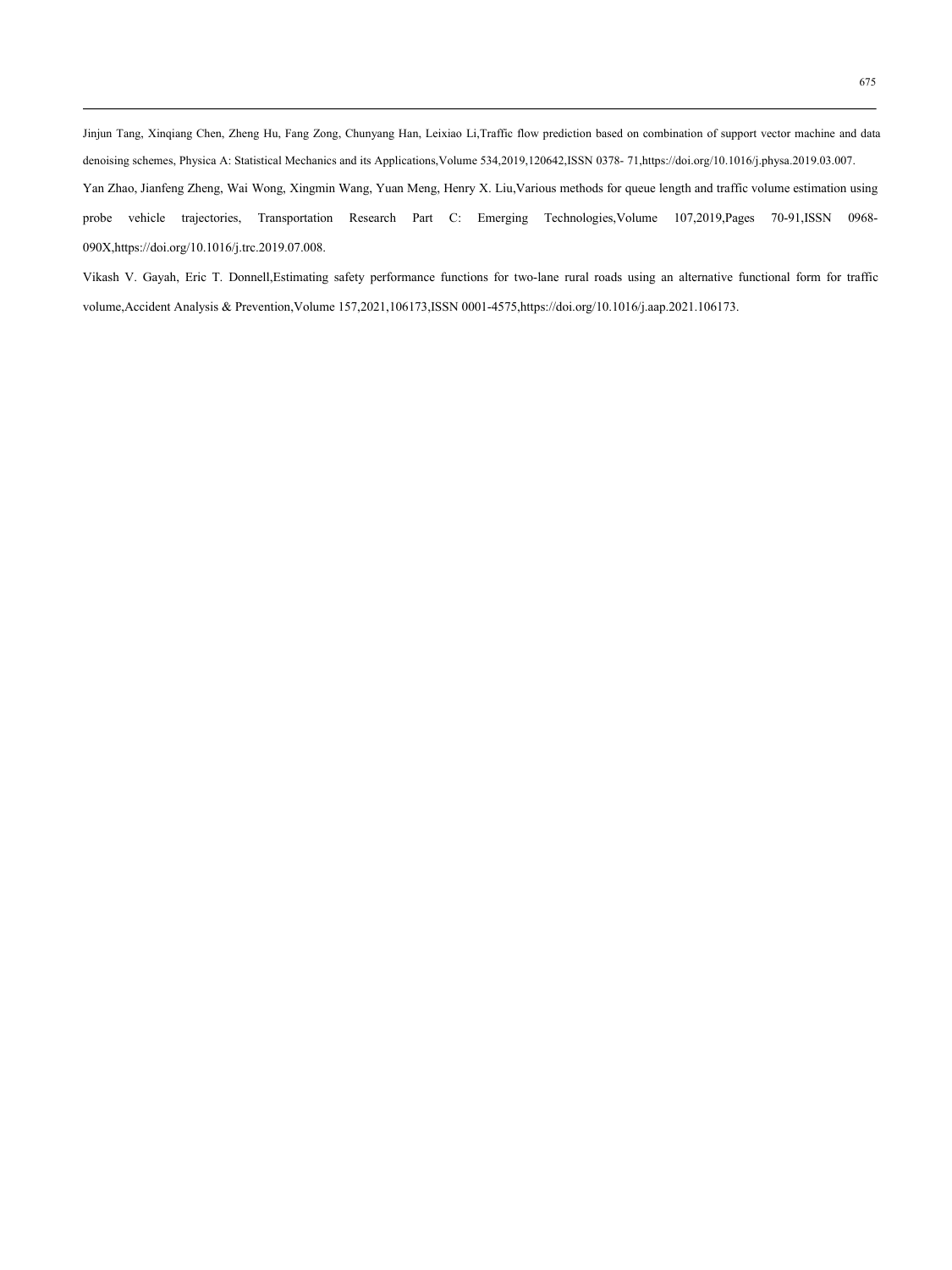Jinjun Tang, Xinqiang Chen, Zheng Hu, Fang Zong, Chunyang Han, Leixiao Li,Traffic flow prediction based on combination of support vector machine and data denoising schemes, Physica A: Statistical Mechanics and its Applications,Volume 534,2019,120642,ISSN 0378- 71,https://doi.org/10.1016/j.physa.2019.03.007.

Yan Zhao, Jianfeng Zheng, Wai Wong, Xingmin Wang, Yuan Meng, Henry X. Liu,Various methods for queue length and traffic volume estimation using probe vehicle trajectories, Transportation Research Part C: Emerging Technologies,Volume 107,2019,Pages 70-91,ISSN 0968-090X,https://doi.org/10.1016/j.trc.2019.07.008.

Vikash V. Gayah, Eric T. Donnell,Estimating safety performance functions for two-lane rural roads using an alternative functional form for traffic volume,Accident Analysis & Prevention,Volume 157,2021,106173,ISSN 0001-4575,https://doi.org/10.1016/j.aap.2021.106173.